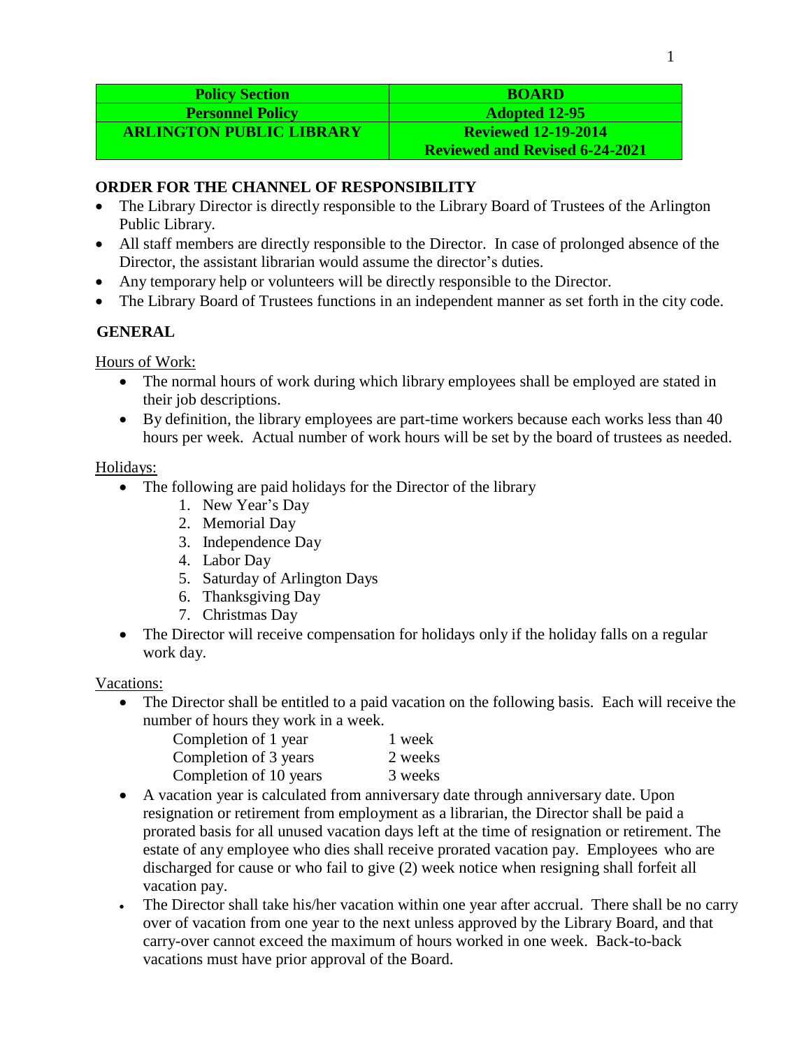| | |
|---|---|
| **Policy Section** | **BOARD** |
| **Personnel Policy** | **Adopted 12-95** |
| **ARLINGTON PUBLIC LIBRARY** | **Reviewed 12-19-2014**<br>**Reviewed and Revised 6-24-2021** |

## ORDER FOR THE CHANNEL OF RESPONSIBILITY

- The Library Director is directly responsible to the Library Board of Trustees of the Arlington Public Library.
- All staff members are directly responsible to the Director. In case of prolonged absence of the Director, the assistant librarian would assume the director's duties.
- Any temporary help or volunteers will be directly responsible to the Director.
- The Library Board of Trustees functions in an independent manner as set forth in the city code.

## GENERAL

<u>Hours of Work:</u>

- The normal hours of work during which library employees shall be employed are stated in their job descriptions.
- By definition, the library employees are part-time workers because each works less than 40 hours per week. Actual number of work hours will be set by the board of trustees as needed.

<u>Holidays:</u>

- The following are paid holidays for the Director of the library
  1. New Year's Day
  2. Memorial Day
  3. Independence Day
  4. Labor Day
  5. Saturday of Arlington Days
  6. Thanksgiving Day
  7. Christmas Day
- The Director will receive compensation for holidays only if the holiday falls on a regular work day.

<u>Vacations:</u>

- The Director shall be entitled to a paid vacation on the following basis. Each will receive the number of hours they work in a week.

| | |
|---|---|
| Completion of 1 year | 1 week |
| Completion of 3 years | 2 weeks |
| Completion of 10 years | 3 weeks |

- A vacation year is calculated from anniversary date through anniversary date. Upon resignation or retirement from employment as a librarian, the Director shall be paid a prorated basis for all unused vacation days left at the time of resignation or retirement. The estate of any employee who dies shall receive prorated vacation pay. Employees who are discharged for cause or who fail to give (2) week notice when resigning shall forfeit all vacation pay.
- The Director shall take his/her vacation within one year after accrual. There shall be no carry over of vacation from one year to the next unless approved by the Library Board, and that carry-over cannot exceed the maximum of hours worked in one week. Back-to-back vacations must have prior approval of the Board.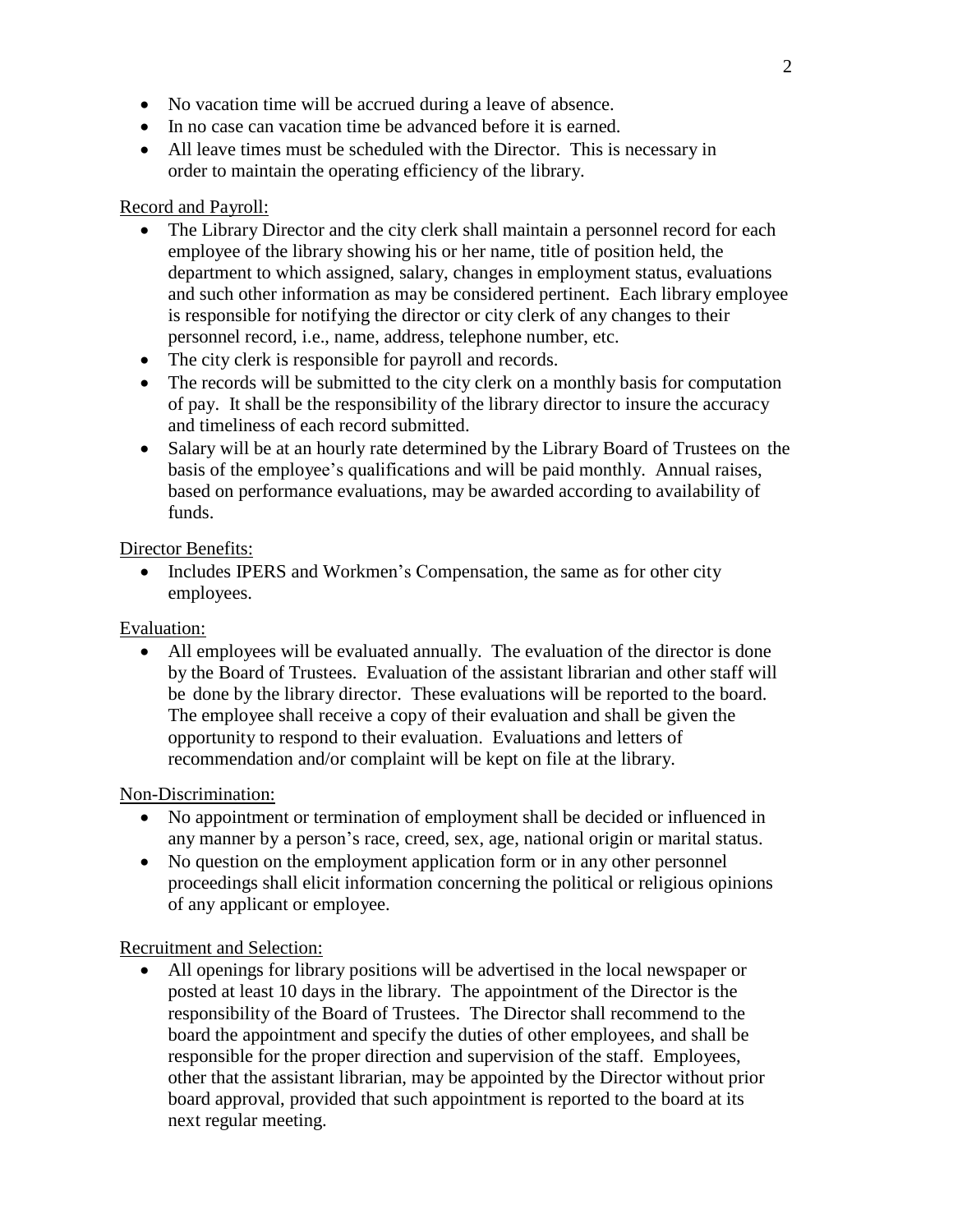- No vacation time will be accrued during a leave of absence.
- In no case can vacation time be advanced before it is earned.
- All leave times must be scheduled with the Director. This is necessary in order to maintain the operating efficiency of the library.

Record and Payroll:

- The Library Director and the city clerk shall maintain a personnel record for each employee of the library showing his or her name, title of position held, the department to which assigned, salary, changes in employment status, evaluations and such other information as may be considered pertinent. Each library employee is responsible for notifying the director or city clerk of any changes to their personnel record, i.e., name, address, telephone number, etc.
- The city clerk is responsible for payroll and records.
- The records will be submitted to the city clerk on a monthly basis for computation of pay. It shall be the responsibility of the library director to insure the accuracy and timeliness of each record submitted.
- Salary will be at an hourly rate determined by the Library Board of Trustees on the basis of the employee's qualifications and will be paid monthly. Annual raises, based on performance evaluations, may be awarded according to availability of funds.

Director Benefits:

- Includes IPERS and Workmen's Compensation, the same as for other city employees.

Evaluation:

- All employees will be evaluated annually. The evaluation of the director is done by the Board of Trustees. Evaluation of the assistant librarian and other staff will be done by the library director. These evaluations will be reported to the board. The employee shall receive a copy of their evaluation and shall be given the opportunity to respond to their evaluation. Evaluations and letters of recommendation and/or complaint will be kept on file at the library.

Non-Discrimination:

- No appointment or termination of employment shall be decided or influenced in any manner by a person's race, creed, sex, age, national origin or marital status.
- No question on the employment application form or in any other personnel proceedings shall elicit information concerning the political or religious opinions of any applicant or employee.

Recruitment and Selection:

- All openings for library positions will be advertised in the local newspaper or posted at least 10 days in the library. The appointment of the Director is the responsibility of the Board of Trustees. The Director shall recommend to the board the appointment and specify the duties of other employees, and shall be responsible for the proper direction and supervision of the staff. Employees, other that the assistant librarian, may be appointed by the Director without prior board approval, provided that such appointment is reported to the board at its next regular meeting.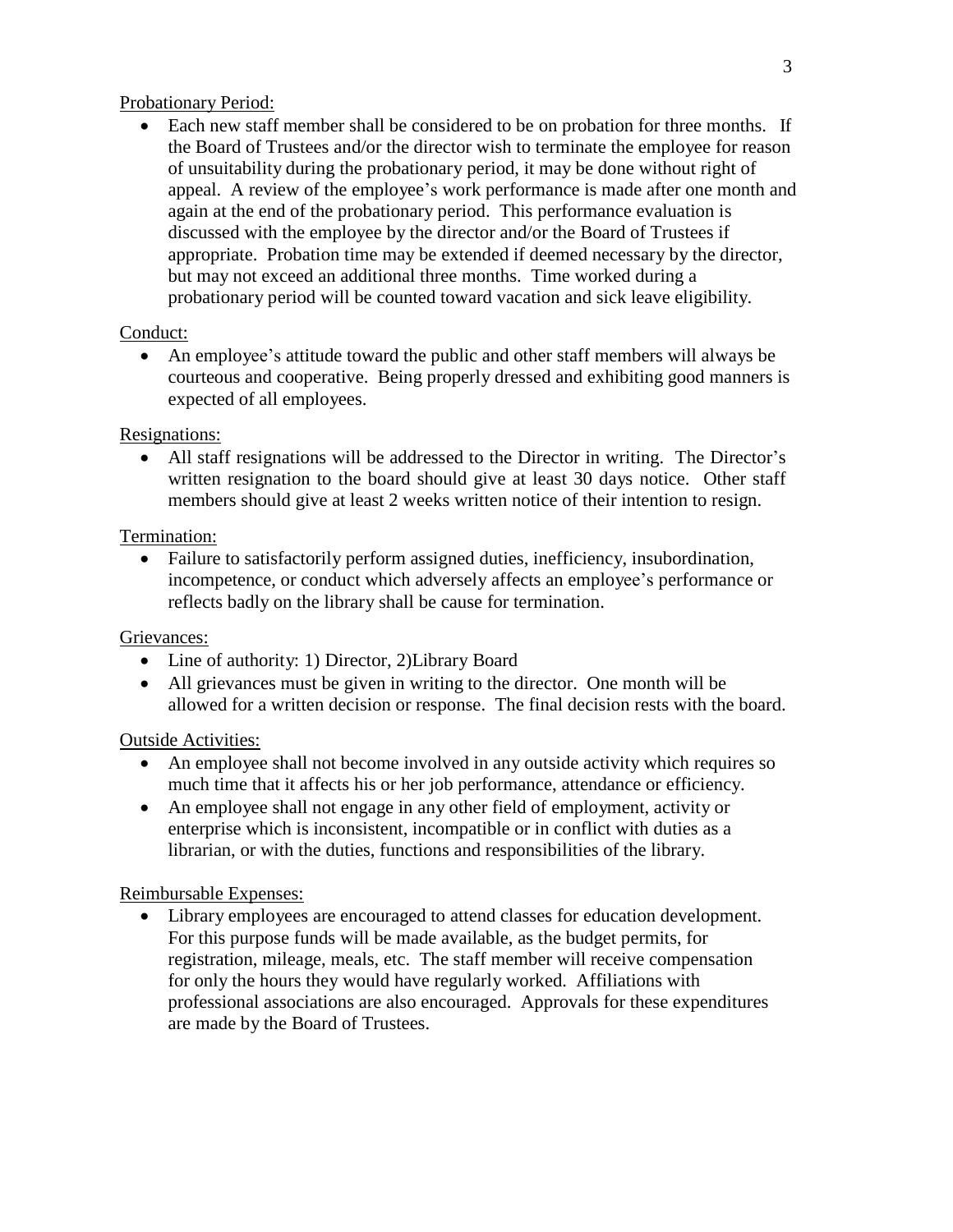Probationary Period:

- Each new staff member shall be considered to be on probation for three months. If the Board of Trustees and/or the director wish to terminate the employee for reason of unsuitability during the probationary period, it may be done without right of appeal. A review of the employee's work performance is made after one month and again at the end of the probationary period. This performance evaluation is discussed with the employee by the director and/or the Board of Trustees if appropriate. Probation time may be extended if deemed necessary by the director, but may not exceed an additional three months. Time worked during a probationary period will be counted toward vacation and sick leave eligibility.

Conduct:

- An employee's attitude toward the public and other staff members will always be courteous and cooperative. Being properly dressed and exhibiting good manners is expected of all employees.

Resignations:

- All staff resignations will be addressed to the Director in writing. The Director's written resignation to the board should give at least 30 days notice. Other staff members should give at least 2 weeks written notice of their intention to resign.

Termination:

- Failure to satisfactorily perform assigned duties, inefficiency, insubordination, incompetence, or conduct which adversely affects an employee's performance or reflects badly on the library shall be cause for termination.

Grievances:

- Line of authority: 1) Director, 2)Library Board
- All grievances must be given in writing to the director. One month will be allowed for a written decision or response. The final decision rests with the board.

Outside Activities:

- An employee shall not become involved in any outside activity which requires so much time that it affects his or her job performance, attendance or efficiency.
- An employee shall not engage in any other field of employment, activity or enterprise which is inconsistent, incompatible or in conflict with duties as a librarian, or with the duties, functions and responsibilities of the library.

Reimbursable Expenses:

- Library employees are encouraged to attend classes for education development. For this purpose funds will be made available, as the budget permits, for registration, mileage, meals, etc. The staff member will receive compensation for only the hours they would have regularly worked. Affiliations with professional associations are also encouraged. Approvals for these expenditures are made by the Board of Trustees.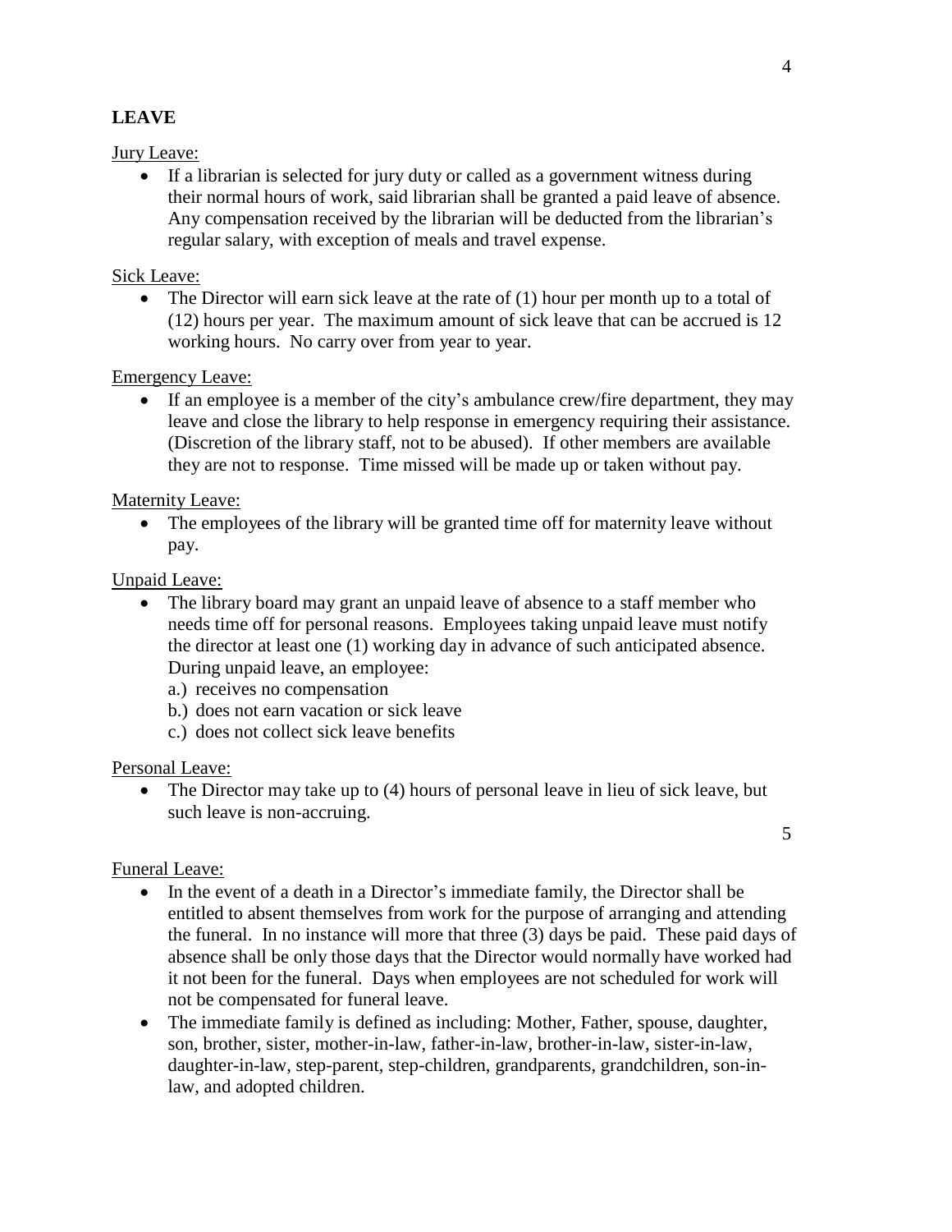## LEAVE

Jury Leave:

- If a librarian is selected for jury duty or called as a government witness during their normal hours of work, said librarian shall be granted a paid leave of absence. Any compensation received by the librarian will be deducted from the librarian's regular salary, with exception of meals and travel expense.

Sick Leave:

- The Director will earn sick leave at the rate of (1) hour per month up to a total of (12) hours per year. The maximum amount of sick leave that can be accrued is 12 working hours. No carry over from year to year.

Emergency Leave:

- If an employee is a member of the city's ambulance crew/fire department, they may leave and close the library to help response in emergency requiring their assistance. (Discretion of the library staff, not to be abused). If other members are available they are not to response. Time missed will be made up or taken without pay.

Maternity Leave:

- The employees of the library will be granted time off for maternity leave without pay.

Unpaid Leave:

- The library board may grant an unpaid leave of absence to a staff member who needs time off for personal reasons. Employees taking unpaid leave must notify the director at least one (1) working day in advance of such anticipated absence. During unpaid leave, an employee:
  - a.) receives no compensation
  - b.) does not earn vacation or sick leave
  - c.) does not collect sick leave benefits

Personal Leave:

- The Director may take up to (4) hours of personal leave in lieu of sick leave, but such leave is non-accruing.

Funeral Leave:

- In the event of a death in a Director's immediate family, the Director shall be entitled to absent themselves from work for the purpose of arranging and attending the funeral. In no instance will more that three (3) days be paid. These paid days of absence shall be only those days that the Director would normally have worked had it not been for the funeral. Days when employees are not scheduled for work will not be compensated for funeral leave.
- The immediate family is defined as including: Mother, Father, spouse, daughter, son, brother, sister, mother-in-law, father-in-law, brother-in-law, sister-in-law, daughter-in-law, step-parent, step-children, grandparents, grandchildren, son-in-law, and adopted children.